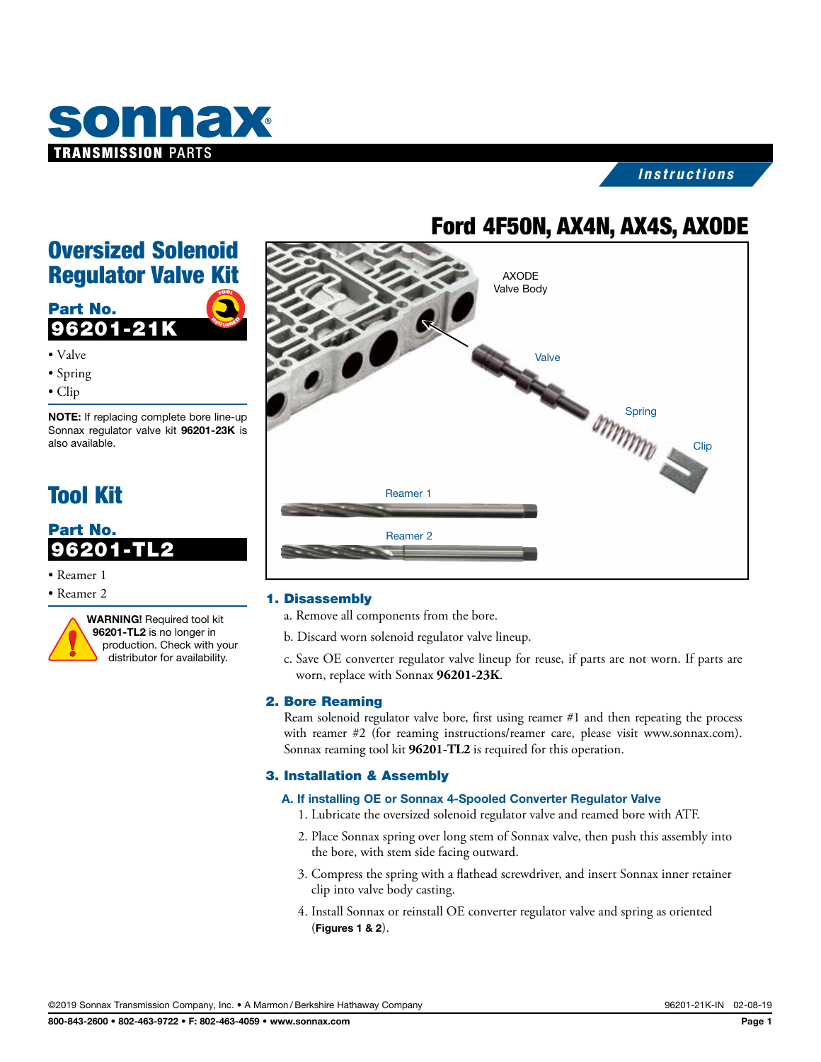# sonnax

TRANSMISSION PARTS

*Instructions*

# Ford 4F50N, AX4N, AX4S, AXODE

## Oversized Solenoid Regulator Valve Kit

**Part No.**

**96201-21K**

- Valve
- Spring
- Clip

**NOTE:** If replacing complete bore line-up Sonnax regulator valve kit **96201-23K** is also available.

## Tool Kit

**Part No.**

**96201-TL2**

- Reamer 1
- Reamer 2

**WARNING!** Required tool kit **96201-TL2** is no longer in production. Check with your distributor for availability.

AXODE Valve Body

Valve

Spring

Clip

Reamer 1

Reamer 2

### 1. Disassembly

a. Remove all components from the bore.

b. Discard worn solenoid regulator valve lineup.

c. Save OE converter regulator valve lineup for reuse, if parts are not worn. If parts are worn, replace with Sonnax **96201-23K**.

### 2. Bore Reaming

Ream solenoid regulator valve bore, first using reamer #1 and then repeating the process with reamer #2 (for reaming instructions/reamer care, please visit www.sonnax.com). Sonnax reaming tool kit **96201-TL2** is required for this operation.

### 3. Installation & Assembly

#### A. If installing OE or Sonnax 4-Spooled Converter Regulator Valve

1. Lubricate the oversized solenoid regulator valve and reamed bore with ATF.
2. Place Sonnax spring over long stem of Sonnax valve, then push this assembly into the bore, with stem side facing outward.
3. Compress the spring with a flathead screwdriver, and insert Sonnax inner retainer clip into valve body casting.
4. Install Sonnax or reinstall OE converter regulator valve and spring as oriented (**Figures 1 & 2**).

©2019 Sonnax Transmission Company, Inc. • A Marmon / Berkshire Hathaway Company

96201-21K-IN 02-08-19

800-843-2600 • 802-463-9722 • F: 802-463-4059 • www.sonnax.com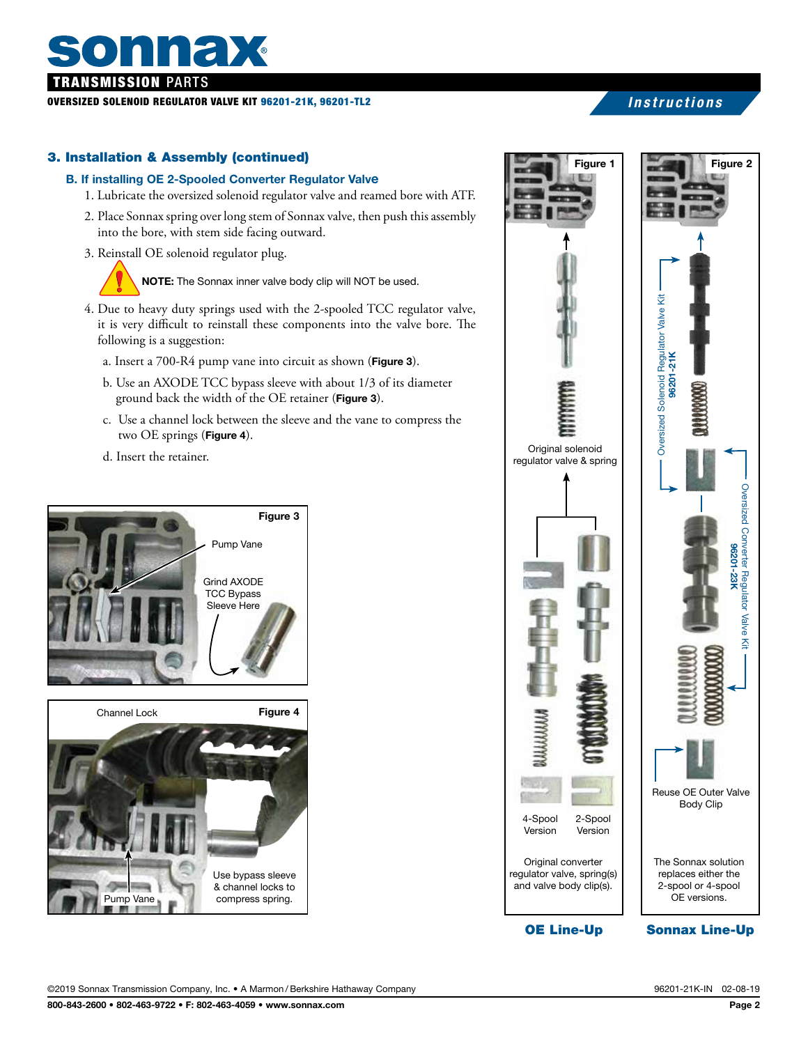**OVERSIZED SOLENOID REGULATOR VALVE KIT 96201-21K, 96201-TL2**

*Instructions*

## 3. Installation & Assembly (continued)

### B. If installing OE 2-Spooled Converter Regulator Valve

1. Lubricate the oversized solenoid regulator valve and reamed bore with ATF.
2. Place Sonnax spring over long stem of Sonnax valve, then push this assembly into the bore, with stem side facing outward.
3. Reinstall OE solenoid regulator plug.

   **NOTE:** The Sonnax inner valve body clip will NOT be used.

4. Due to heavy duty springs used with the 2-spooled TCC regulator valve, it is very difficult to reinstall these components into the valve bore. The following is a suggestion:
   a. Insert a 700-R4 pump vane into circuit as shown (**Figure 3**).
   b. Use an AXODE TCC bypass sleeve with about 1/3 of its diameter ground back the width of the OE retainer (**Figure 3**).
   c. Use a channel lock between the sleeve and the vane to compress the two OE springs (**Figure 4**).
   d. Insert the retainer.

**Figure 3**

Pump Vane

Grind AXODE TCC Bypass Sleeve Here

**Figure 4**

Channel Lock

Pump Vane

Use bypass sleeve & channel locks to compress spring.

**Figure 1**

Original solenoid regulator valve & spring

4-Spool Version

2-Spool Version

Original converter regulator valve, spring(s) and valve body clip(s).

**OE Line-Up**

**Figure 2**

Oversized Solenoid Regulator Valve Kit **96201-21K**

Oversized Converter Regulator Valve Kit **96201-23K**

Reuse OE Outer Valve Body Clip

The Sonnax solution replaces either the 2-spool or 4-spool OE versions.

**Sonnax Line-Up**

©2019 Sonnax Transmission Company, Inc. • A Marmon/Berkshire Hathaway Company

96201-21K-IN 02-08-19

800-843-2600 • 802-463-9722 • F: 802-463-4059 • www.sonnax.com